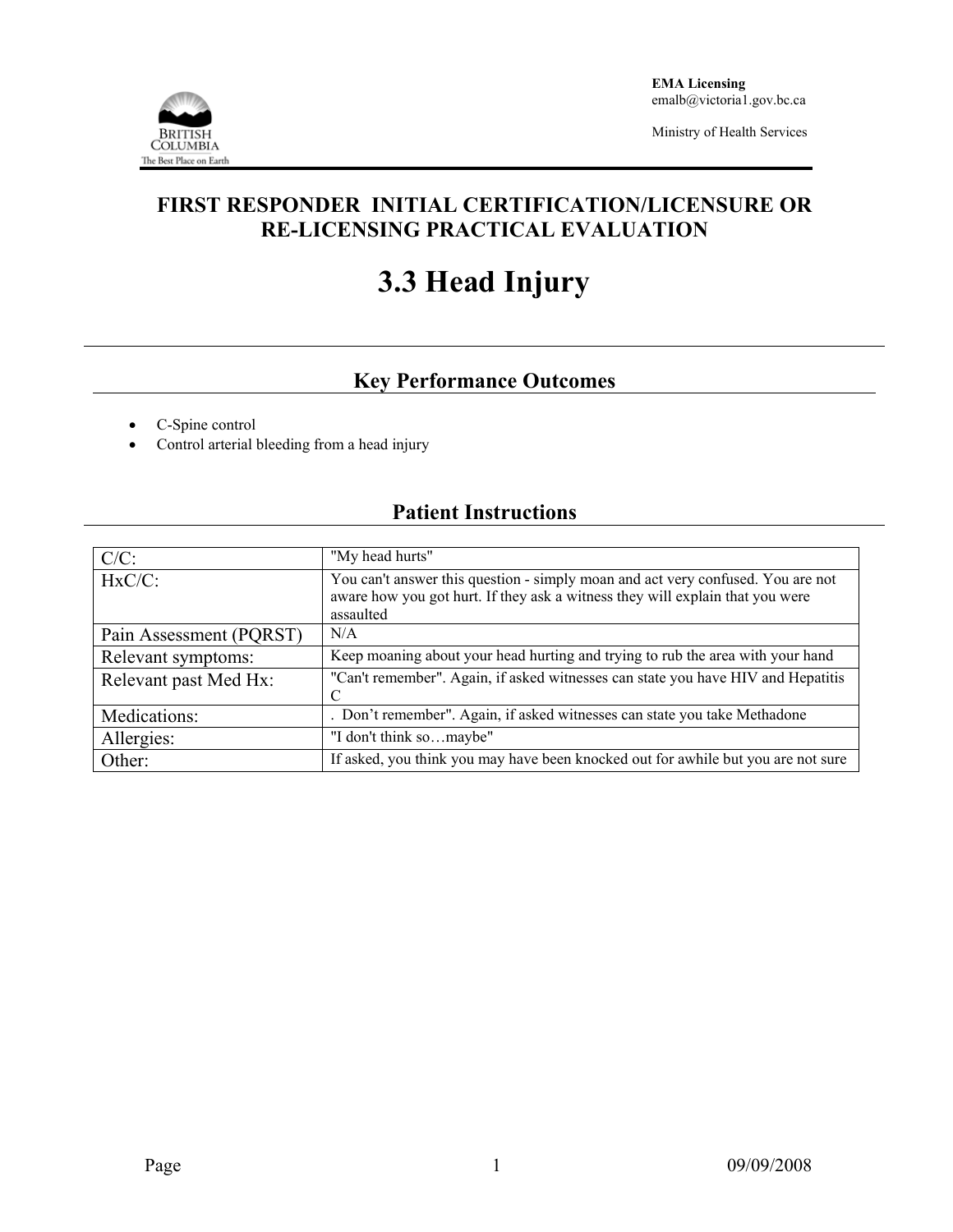EMA Licensing
emalb@victoria1.gov.bc.ca

Ministry of Health Services

# FIRST RESPONDER INITIAL CERTIFICATION/LICENSURE OR RE-LICENSING PRACTICAL EVALUATION

# 3.3 Head Injury

## Key Performance Outcomes

- C-Spine control
- Control arterial bleeding from a head injury

## Patient Instructions

| | |
|---|---|
| C/C: | "My head hurts" |
| HxC/C: | You can't answer this question - simply moan and act very confused. You are not aware how you got hurt. If they ask a witness they will explain that you were assaulted |
| Pain Assessment (PQRST) | N/A |
| Relevant symptoms: | Keep moaning about your head hurting and trying to rub the area with your hand |
| Relevant past Med Hx: | "Can't remember". Again, if asked witnesses can state you have HIV and Hepatitis C |
| Medications: | . Don't remember". Again, if asked witnesses can state you take Methadone |
| Allergies: | "I don't think so…maybe" |
| Other: | If asked, you think you may have been knocked out for awhile but you are not sure |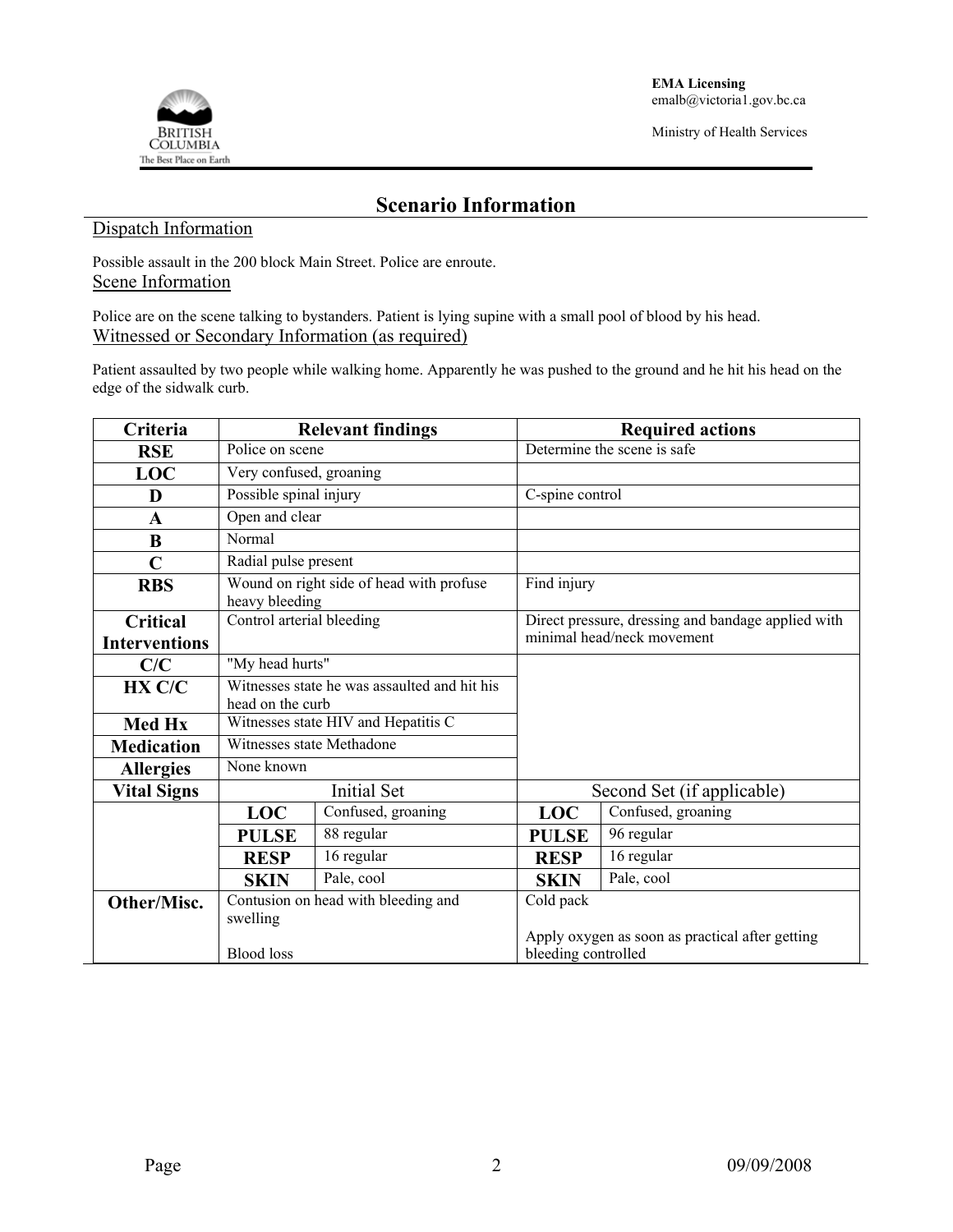EMA Licensing
emalb@victoria1.gov.bc.ca

Ministry of Health Services

## Scenario Information

Dispatch Information

Possible assault in the 200 block Main Street. Police are enroute.

Scene Information

Police are on the scene talking to bystanders. Patient is lying supine with a small pool of blood by his head.

Witnessed or Secondary Information (as required)

Patient assaulted by two people while walking home. Apparently he was pushed to the ground and he hit his head on the edge of the sidwalk curb.

| Criteria | Relevant findings | | Required actions | |
|---|---|---|---|---|
| **RSE** | Police on scene | | Determine the scene is safe | |
| **LOC** | Very confused, groaning | | | |
| **D** | Possible spinal injury | | C-spine control | |
| **A** | Open and clear | | | |
| **B** | Normal | | | |
| **C** | Radial pulse present | | | |
| **RBS** | Wound on right side of head with profuse heavy bleeding | | Find injury | |
| **Critical Interventions** | Control arterial bleeding | | Direct pressure, dressing and bandage applied with minimal head/neck movement | |
| **C/C** | "My head hurts" | | | |
| **HX C/C** | Witnesses state he was assaulted and hit his head on the curb | | | |
| **Med Hx** | Witnesses state HIV and Hepatitis C | | | |
| **Medication** | Witnesses state Methadone | | | |
| **Allergies** | None known | | | |
| **Vital Signs** | Initial Set | | Second Set (if applicable) | |
| | **LOC** | Confused, groaning | **LOC** | Confused, groaning |
| | **PULSE** | 88 regular | **PULSE** | 96 regular |
| | **RESP** | 16 regular | **RESP** | 16 regular |
| | **SKIN** | Pale, cool | **SKIN** | Pale, cool |
| **Other/Misc.** | Contusion on head with bleeding and swelling<br><br>Blood loss | | Cold pack<br><br>Apply oxygen as soon as practical after getting bleeding controlled | |